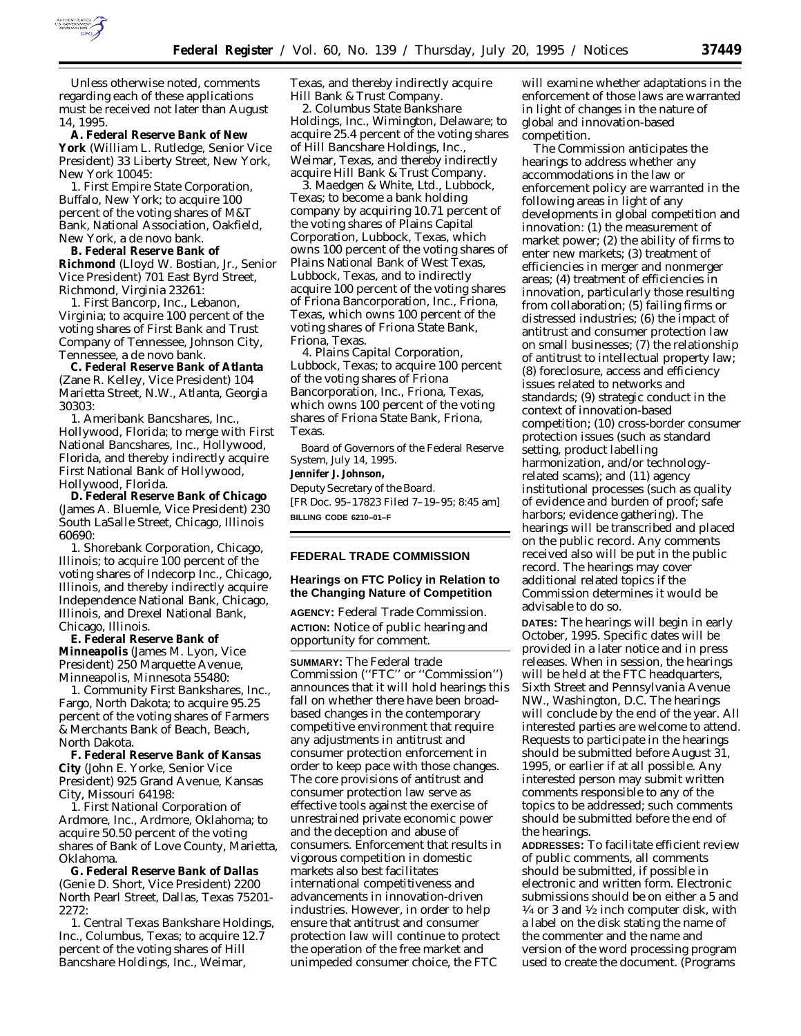Unless otherwise noted, comments regarding each of these applications must be received not later than August 14, 1995.

**A. Federal Reserve Bank of New York** (William L. Rutledge, Senior Vice President) 33 Liberty Street, New York, New York 10045:

1. First Empire State Corporation, Buffalo, New York; to acquire 100 percent of the voting shares of M&T Bank, National Association, Oakfield, New York, a de novo bank.

**B. Federal Reserve Bank of Richmond** (Lloyd W. Bostian, Jr., Senior Vice President) 701 East Byrd Street, Richmond, Virginia 23261:

1. First Bancorp, Inc., Lebanon, Virginia; to acquire 100 percent of the voting shares of First Bank and Trust Company of Tennessee, Johnson City, Tennessee, a de novo bank.

**C. Federal Reserve Bank of Atlanta** (Zane R. Kelley, Vice President) 104 Marietta Street, N.W., Atlanta, Georgia 30303:

1. Ameribank Bancshares, Inc., Hollywood, Florida; to merge with First National Bancshares, Inc., Hollywood, Florida, and thereby indirectly acquire First National Bank of Hollywood, Hollywood, Florida.

**D. Federal Reserve Bank of Chicago** (James A. Bluemle, Vice President) 230 South LaSalle Street, Chicago, Illinois 60690:

1. Shorebank Corporation, Chicago, Illinois; to acquire 100 percent of the voting shares of Indecorp Inc., Chicago, Illinois, and thereby indirectly acquire Independence National Bank, Chicago, Illinois, and Drexel National Bank, Chicago, Illinois.

**E. Federal Reserve Bank of Minneapolis** (James M. Lyon, Vice President) 250 Marquette Avenue, Minneapolis, Minnesota 55480:

1. Community First Bankshares, Inc., Fargo, North Dakota; to acquire 95.25 percent of the voting shares of Farmers & Merchants Bank of Beach, Beach, North Dakota.

**F. Federal Reserve Bank of Kansas City** (John E. Yorke, Senior Vice President) 925 Grand Avenue, Kansas City, Missouri 64198:

1. First National Corporation of Ardmore, Inc., Ardmore, Oklahoma; to acquire 50.50 percent of the voting shares of Bank of Love County, Marietta, Oklahoma.

**G. Federal Reserve Bank of Dallas** (Genie D. Short, Vice President) 2200 North Pearl Street, Dallas, Texas 75201-2272:

1. Central Texas Bankshare Holdings, Inc., Columbus, Texas; to acquire 12.7 percent of the voting shares of Hill Bancshare Holdings, Inc., Weimar, Texas, and thereby indirectly acquire Hill Bank & Trust Company.

2. Columbus State Bankshare Holdings, Inc., Wimington, Delaware; to acquire 25.4 percent of the voting shares of Hill Bancshare Holdings, Inc., Weimar, Texas, and thereby indirectly acquire Hill Bank & Trust Company.

3. Maedgen & White, Ltd., Lubbock, Texas; to become a bank holding company by acquiring 10.71 percent of the voting shares of Plains Capital Corporation, Lubbock, Texas, which owns 100 percent of the voting shares of Plains National Bank of West Texas, Lubbock, Texas, and to indirectly acquire 100 percent of the voting shares of Friona Bancorporation, Inc., Friona, Texas, which owns 100 percent of the voting shares of Friona State Bank, Friona, Texas.

4. Plains Capital Corporation, Lubbock, Texas; to acquire 100 percent of the voting shares of Friona Bancorporation, Inc., Friona, Texas, which owns 100 percent of the voting shares of Friona State Bank, Friona, Texas.

Board of Governors of the Federal Reserve System, July 14, 1995.

**Jennifer J. Johnson,**

*Deputy Secretary of the Board.*

[FR Doc. 95–17823 Filed 7–19–95; 8:45 am]

**BILLING CODE 6210–01–F**

## FEDERAL TRADE COMMISSION

### Hearings on FTC Policy in Relation to the Changing Nature of Competition

**AGENCY:** Federal Trade Commission.

**ACTION:** Notice of public hearing and opportunity for comment.

**SUMMARY:** The Federal trade Commission (''FTC'' or ''Commission'') announces that it will hold hearings this fall on whether there have been broad-based changes in the contemporary competitive environment that require any adjustments in antitrust and consumer protection enforcement in order to keep pace with those changes. The core provisions of antitrust and consumer protection law serve as effective tools against the exercise of unrestrained private economic power and the deception and abuse of consumers. Enforcement that results in vigorous competition in domestic markets also best facilitates international competitiveness and advancements in innovation-driven industries. However, in order to help ensure that antitrust and consumer protection law will continue to protect the operation of the free market and unimpeded consumer choice, the FTC will examine whether adaptations in the enforcement of those laws are warranted in light of changes in the nature of global and innovation-based competition.

The Commission anticipates the hearings to address whether any accommodations in the law or enforcement policy are warranted in the following areas in light of any developments in global competition and innovation: (1) the measurement of market power; (2) the ability of firms to enter new markets; (3) treatment of efficiencies in merger and nonmerger areas; (4) treatment of efficiencies in innovation, particularly those resulting from collaboration; (5) failing firms or distressed industries; (6) the impact of antitrust and consumer protection law on small businesses; (7) the relationship of antitrust to intellectual property law; (8) foreclosure, access and efficiency issues related to networks and standards; (9) strategic conduct in the context of innovation-based competition; (10) cross-border consumer protection issues (such as standard setting, product labelling harmonization, and/or technology-related scams); and (11) agency institutional processes (such as quality of evidence and burden of proof; safe harbors; evidence gathering). The hearings will be transcribed and placed on the public record. Any comments received also will be put in the public record. The hearings may cover additional related topics if the Commission determines it would be advisable to do so.

**DATES:** The hearings will begin in early October, 1995. Specific dates will be provided in a later notice and in press releases. When in session, the hearings will be held at the FTC headquarters, Sixth Street and Pennsylvania Avenue NW., Washington, D.C. The hearings will conclude by the end of the year. All interested parties are welcome to attend. Requests to participate in the hearings should be submitted before August 31, 1995, or earlier if at all possible. Any interested person may submit written comments responsible to any of the topics to be addressed; such comments should be submitted before the end of the hearings.

**ADDRESSES:** To facilitate efficient review of public comments, all comments should be submitted, if possible in electronic and written form. Electronic submissions should be on either a 5 and ¼ or 3 and ½ inch computer disk, with a label on the disk stating the name of the commenter and the name and version of the word processing program used to create the document. (Programs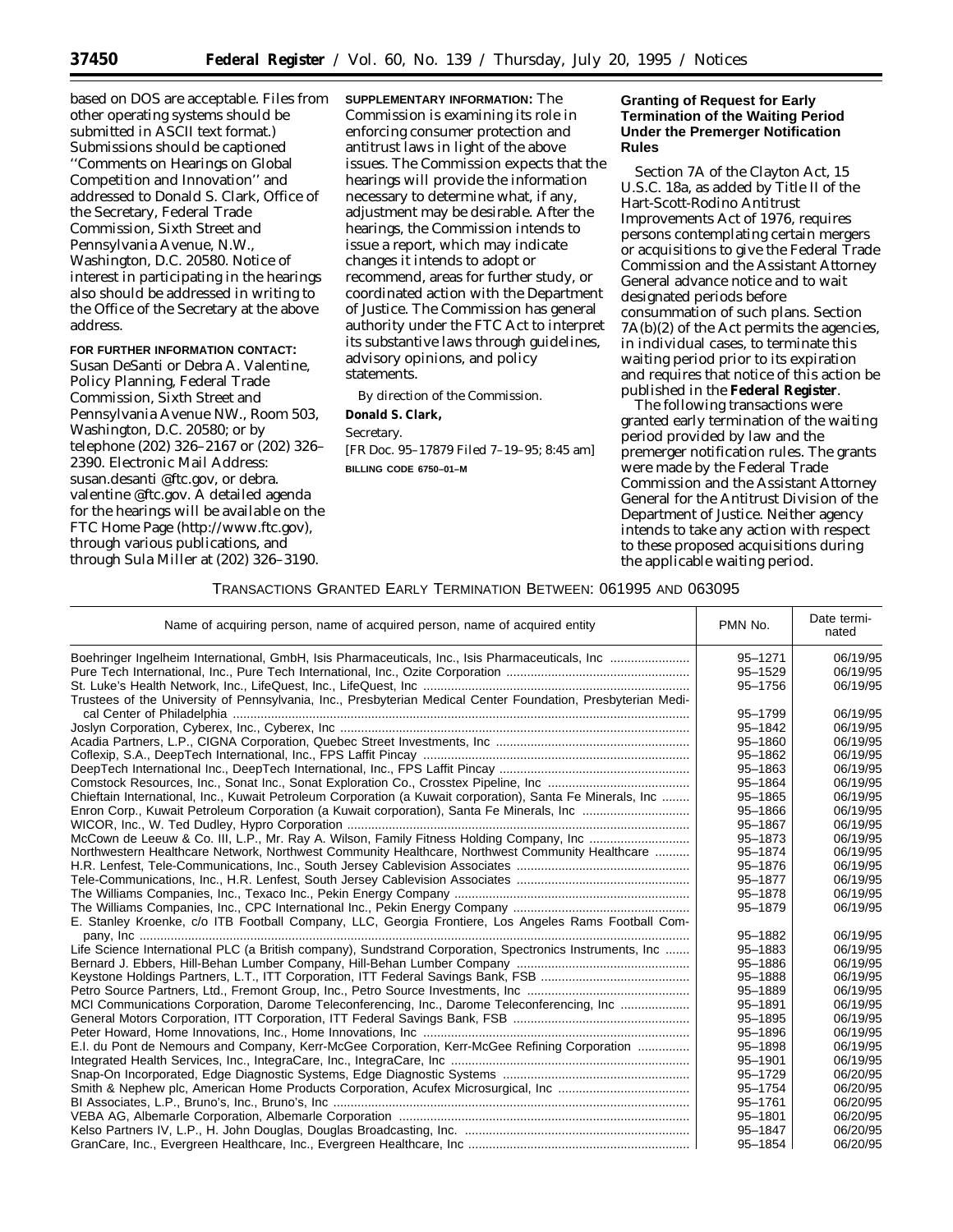based on DOS are acceptable. Files from other operating systems should be submitted in ASCII text format.) Submissions should be captioned ''Comments on Hearings on Global Competition and Innovation'' and addressed to Donald S. Clark, Office of the Secretary, Federal Trade Commission, Sixth Street and Pennsylvania Avenue, N.W., Washington, D.C. 20580. Notice of interest in participating in the hearings also should be addressed in writing to the Office of the Secretary at the above address.

**FOR FURTHER INFORMATION CONTACT:** Susan DeSanti or Debra A. Valentine, Policy Planning, Federal Trade Commission, Sixth Street and Pennsylvania Avenue NW., Room 503, Washington, D.C. 20580; or by telephone (202) 326–2167 or (202) 326–2390. Electronic Mail Address: susan.desanti @ftc.gov, or debra. valentine @ftc.gov. A detailed agenda for the hearings will be available on the FTC Home Page (http://www.ftc.gov), through various publications, and through Sula Miller at (202) 326–3190.

**SUPPLEMENTARY INFORMATION:** The Commission is examining its role in enforcing consumer protection and antitrust laws in light of the above issues. The Commission expects that the hearings will provide the information necessary to determine what, if any, adjustment may be desirable. After the hearings, the Commission intends to issue a report, which may indicate changes it intends to adopt or recommend, areas for further study, or coordinated action with the Department of Justice. The Commission has general authority under the FTC Act to interpret its substantive laws through guidelines, advisory opinions, and policy statements.

By direction of the Commission.

**Donald S. Clark,**

*Secretary.*

[FR Doc. 95–17879 Filed 7–19–95; 8:45 am]

**BILLING CODE 6750–01–M**

## Granting of Request for Early Termination of the Waiting Period Under the Premerger Notification Rules

Section 7A of the Clayton Act, 15 U.S.C. 18a, as added by Title II of the Hart-Scott-Rodino Antitrust Improvements Act of 1976, requires persons contemplating certain mergers or acquisitions to give the Federal Trade Commission and the Assistant Attorney General advance notice and to wait designated periods before consummation of such plans. Section 7A(b)(2) of the Act permits the agencies, in individual cases, to terminate this waiting period prior to its expiration and requires that notice of this action be published in the **Federal Register**.

The following transactions were granted early termination of the waiting period provided by law and the premerger notification rules. The grants were made by the Federal Trade Commission and the Assistant Attorney General for the Antitrust Division of the Department of Justice. Neither agency intends to take any action with respect to these proposed acquisitions during the applicable waiting period.

TRANSACTIONS GRANTED EARLY TERMINATION BETWEEN: 061995 AND 063095

| Name of acquiring person, name of acquired person, name of acquired entity | PMN No. | Date terminated |
|---|---|---|
| Boehringer Ingelheim International, GmbH, Isis Pharmaceuticals, Inc., Isis Pharmaceuticals, Inc | 95–1271 | 06/19/95 |
| Pure Tech International, Inc., Pure Tech International, Inc., Ozite Corporation | 95–1529 | 06/19/95 |
| St. Luke's Health Network, Inc., LifeQuest, Inc., LifeQuest, Inc | 95–1756 | 06/19/95 |
| Trustees of the University of Pennsylvania, Inc., Presbyterian Medical Center Foundation, Presbyterian Medical Center of Philadelphia | 95–1799 | 06/19/95 |
| Joslyn Corporation, Cyberex, Inc., Cyberex, Inc | 95–1842 | 06/19/95 |
| Acadia Partners, L.P., CIGNA Corporation, Quebec Street Investments, Inc | 95–1860 | 06/19/95 |
| Coflexip, S.A., DeepTech International, Inc., FPS Laffit Pincay | 95–1862 | 06/19/95 |
| DeepTech International Inc., DeepTech International, Inc., FPS Laffit Pincay | 95–1863 | 06/19/95 |
| Comstock Resources, Inc., Sonat Inc., Sonat Exploration Co., Crosstex Pipeline, Inc | 95–1864 | 06/19/95 |
| Chieftain International, Inc., Kuwait Petroleum Corporation (a Kuwait corporation), Santa Fe Minerals, Inc | 95–1865 | 06/19/95 |
| Enron Corp., Kuwait Petroleum Corporation (a Kuwait corporation), Santa Fe Minerals, Inc | 95–1866 | 06/19/95 |
| WICOR, Inc., W. Ted Dudley, Hypro Corporation | 95–1867 | 06/19/95 |
| McCown de Leeuw & Co. III, L.P., Mr. Ray A. Wilson, Family Fitness Holding Company, Inc | 95–1873 | 06/19/95 |
| Northwestern Healthcare Network, Northwest Community Healthcare, Northwest Community Healthcare | 95–1874 | 06/19/95 |
| H.R. Lenfest, Tele-Communications, Inc., South Jersey Cablevision Associates | 95–1876 | 06/19/95 |
| Tele-Communications, Inc., H.R. Lenfest, South Jersey Cablevision Associates | 95–1877 | 06/19/95 |
| The Williams Companies, Inc., Texaco Inc., Pekin Energy Company | 95–1878 | 06/19/95 |
| The Williams Companies, Inc., CPC International Inc., Pekin Energy Company | 95–1879 | 06/19/95 |
| E. Stanley Kroenke, c/o ITB Football Company, LLC, Georgia Frontiere, Los Angeles Rams Football Company, Inc | 95–1882 | 06/19/95 |
| Life Science International PLC (a British company), Sundstrand Corporation, Spectronics Instruments, Inc | 95–1883 | 06/19/95 |
| Bernard J. Ebbers, Hill-Behan Lumber Company, Hill-Behan Lumber Company | 95–1886 | 06/19/95 |
| Keystone Holdings Partners, L.T., ITT Corporation, ITT Federal Savings Bank, FSB | 95–1888 | 06/19/95 |
| Petro Source Partners, Ltd., Fremont Group, Inc., Petro Source Investments, Inc | 95–1889 | 06/19/95 |
| MCI Communications Corporation, Darome Teleconferencing, Inc., Darome Teleconferencing, Inc | 95–1891 | 06/19/95 |
| General Motors Corporation, ITT Corporation, ITT Federal Savings Bank, FSB | 95–1895 | 06/19/95 |
| Peter Howard, Home Innovations, Inc., Home Innovations, Inc | 95–1896 | 06/19/95 |
| E.I. du Pont de Nemours and Company, Kerr-McGee Corporation, Kerr-McGee Refining Corporation | 95–1898 | 06/19/95 |
| Integrated Health Services, Inc., IntegraCare, Inc., IntegraCare, Inc | 95–1901 | 06/19/95 |
| Snap-On Incorporated, Edge Diagnostic Systems, Edge Diagnostic Systems | 95–1729 | 06/20/95 |
| Smith & Nephew plc, American Home Products Corporation, Acufex Microsurgical, Inc | 95–1754 | 06/20/95 |
| BI Associates, L.P., Bruno's, Inc., Bruno's, Inc | 95–1761 | 06/20/95 |
| VEBA AG, Albemarle Corporation, Albemarle Corporation | 95–1801 | 06/20/95 |
| Kelso Partners IV, L.P., H. John Douglas, Douglas Broadcasting, Inc. | 95–1847 | 06/20/95 |
| GranCare, Inc., Evergreen Healthcare, Inc., Evergreen Healthcare, Inc | 95–1854 | 06/20/95 |